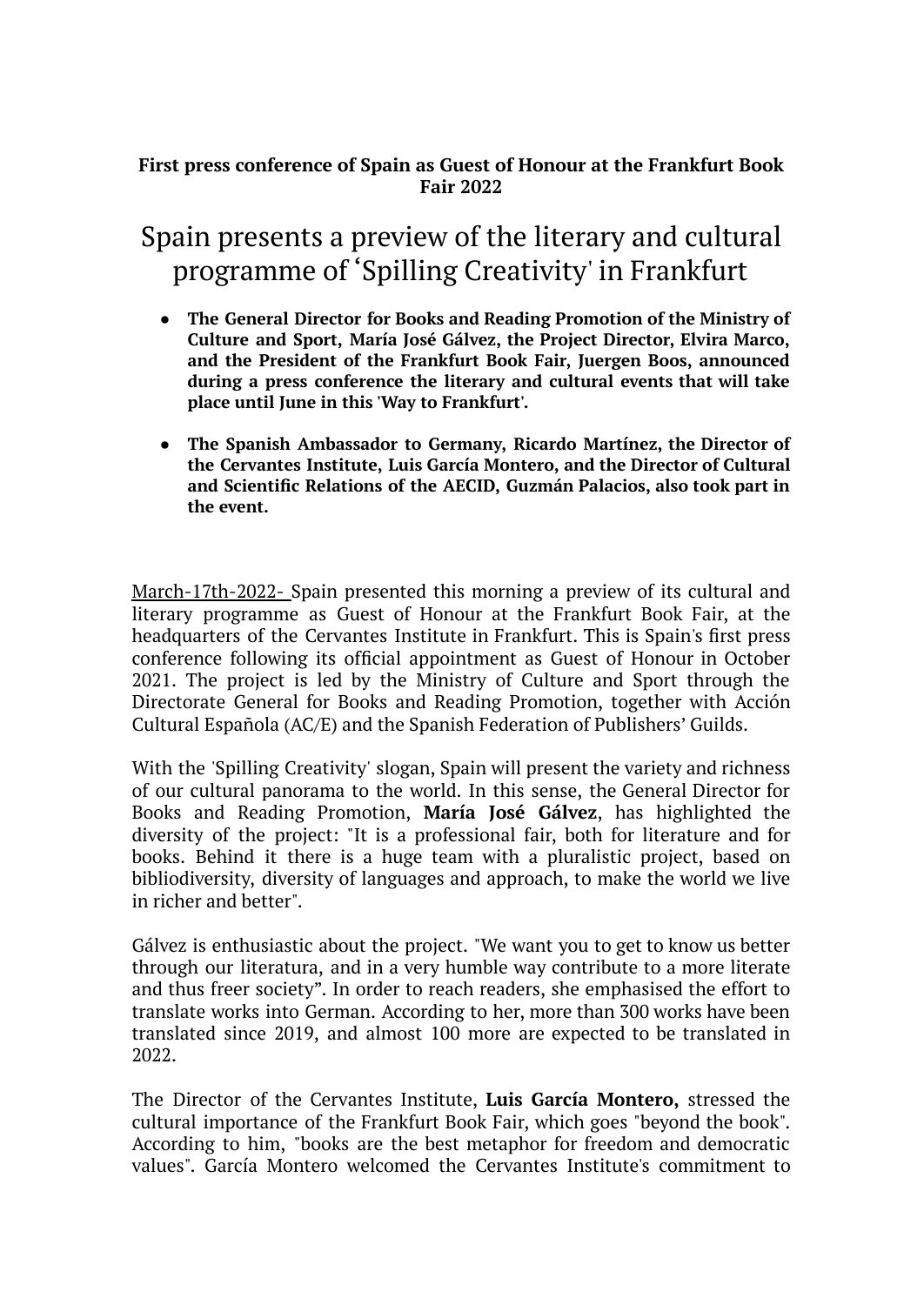**First press conference of Spain as Guest of Honour at the Frankfurt Book Fair 2022**

# Spain presents a preview of the literary and cultural programme of ‛Spilling Creativity' in Frankfurt

- **The General Director for Books and Reading Promotion of the Ministry of Culture and Sport, María José Gálvez, the Project Director, Elvira Marco, and the President of the Frankfurt Book Fair, Juergen Boos, announced during a press conference the literary and cultural events that will take place until June in this 'Way to Frankfurt'.**

- **The Spanish Ambassador to Germany, Ricardo Martínez, the Director of the Cervantes Institute, Luis García Montero, and the Director of Cultural and Scientific Relations of the AECID, Guzmán Palacios, also took part in the event.**

March-17th-2022- Spain presented this morning a preview of its cultural and literary programme as Guest of Honour at the Frankfurt Book Fair, at the headquarters of the Cervantes Institute in Frankfurt. This is Spain's first press conference following its official appointment as Guest of Honour in October 2021. The project is led by the Ministry of Culture and Sport through the Directorate General for Books and Reading Promotion, together with Acción Cultural Española (AC/E) and the Spanish Federation of Publishers' Guilds.

With the 'Spilling Creativity' slogan, Spain will present the variety and richness of our cultural panorama to the world. In this sense, the General Director for Books and Reading Promotion, **María José Gálvez**, has highlighted the diversity of the project: "It is a professional fair, both for literature and for books. Behind it there is a huge team with a pluralistic project, based on bibliodiversity, diversity of languages and approach, to make the world we live in richer and better".

Gálvez is enthusiastic about the project. "We want you to get to know us better through our literatura, and in a very humble way contribute to a more literate and thus freer society". In order to reach readers, she emphasised the effort to translate works into German. According to her, more than 300 works have been translated since 2019, and almost 100 more are expected to be translated in 2022.

The Director of the Cervantes Institute, **Luis García Montero,** stressed the cultural importance of the Frankfurt Book Fair, which goes "beyond the book". According to him, "books are the best metaphor for freedom and democratic values". García Montero welcomed the Cervantes Institute's commitment to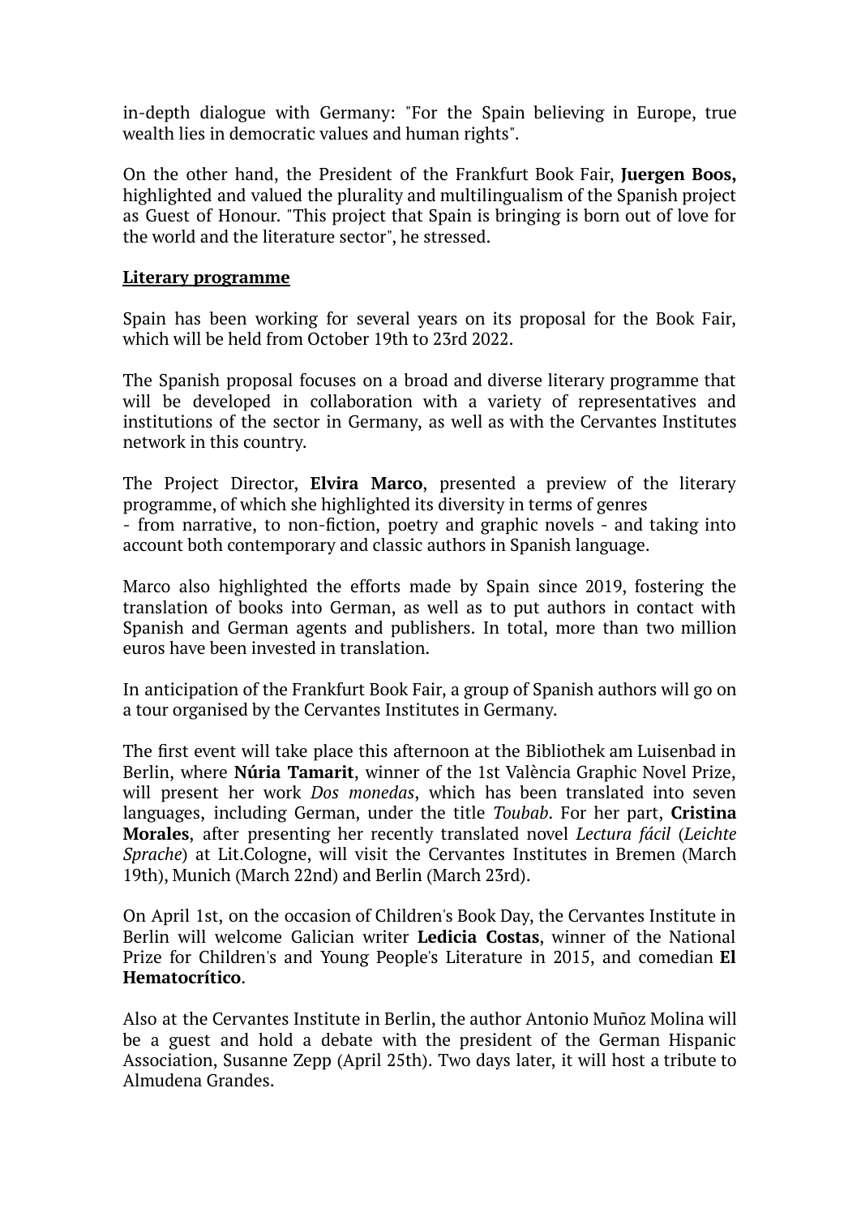in-depth dialogue with Germany: "For the Spain believing in Europe, true wealth lies in democratic values and human rights".

On the other hand, the President of the Frankfurt Book Fair, **Juergen Boos,** highlighted and valued the plurality and multilingualism of the Spanish project as Guest of Honour. "This project that Spain is bringing is born out of love for the world and the literature sector", he stressed.

## Literary programme

Spain has been working for several years on its proposal for the Book Fair, which will be held from October 19th to 23rd 2022.

The Spanish proposal focuses on a broad and diverse literary programme that will be developed in collaboration with a variety of representatives and institutions of the sector in Germany, as well as with the Cervantes Institutes network in this country.

The Project Director, **Elvira Marco**, presented a preview of the literary programme, of which she highlighted its diversity in terms of genres - from narrative, to non-fiction, poetry and graphic novels - and taking into account both contemporary and classic authors in Spanish language.

Marco also highlighted the efforts made by Spain since 2019, fostering the translation of books into German, as well as to put authors in contact with Spanish and German agents and publishers. In total, more than two million euros have been invested in translation.

In anticipation of the Frankfurt Book Fair, a group of Spanish authors will go on a tour organised by the Cervantes Institutes in Germany.

The first event will take place this afternoon at the Bibliothek am Luisenbad in Berlin, where **Núria Tamarit**, winner of the 1st València Graphic Novel Prize, will present her work *Dos monedas*, which has been translated into seven languages, including German, under the title *Toubab*. For her part, **Cristina Morales**, after presenting her recently translated novel *Lectura fácil* (*Leichte Sprache*) at Lit.Cologne, will visit the Cervantes Institutes in Bremen (March 19th), Munich (March 22nd) and Berlin (March 23rd).

On April 1st, on the occasion of Children's Book Day, the Cervantes Institute in Berlin will welcome Galician writer **Ledicia Costas**, winner of the National Prize for Children's and Young People's Literature in 2015, and comedian **El Hematocrítico**.

Also at the Cervantes Institute in Berlin, the author Antonio Muñoz Molina will be a guest and hold a debate with the president of the German Hispanic Association, Susanne Zepp (April 25th). Two days later, it will host a tribute to Almudena Grandes.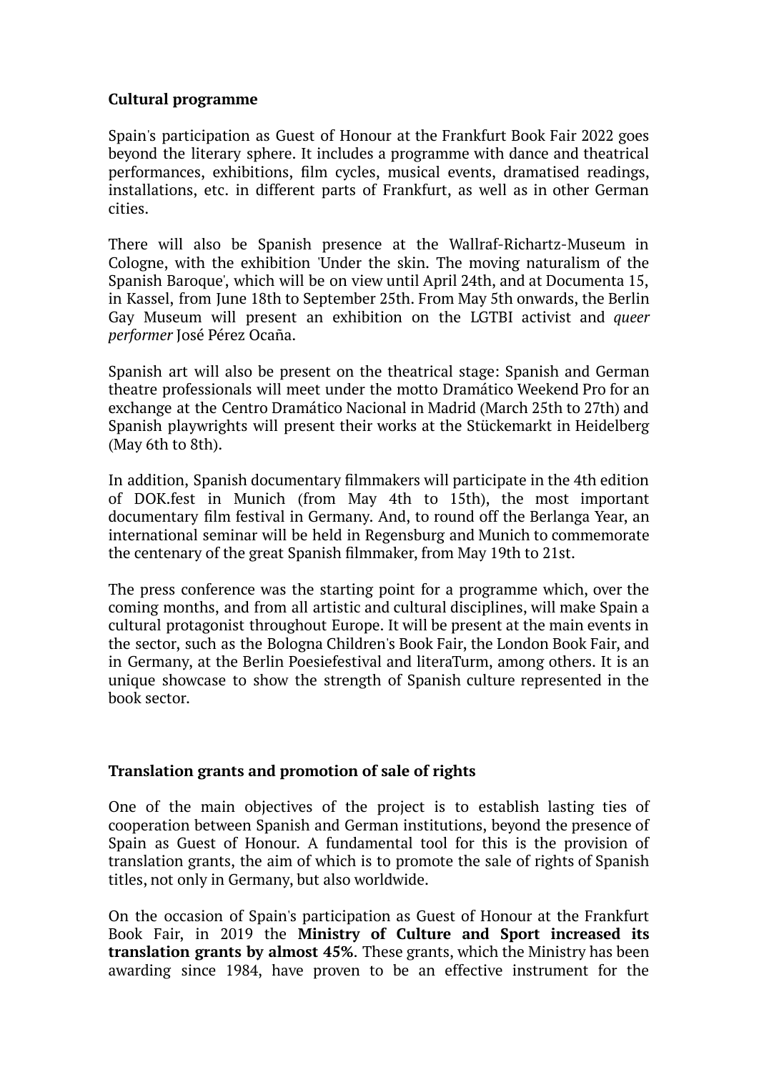**Cultural programme**

Spain's participation as Guest of Honour at the Frankfurt Book Fair 2022 goes beyond the literary sphere. It includes a programme with dance and theatrical performances, exhibitions, film cycles, musical events, dramatised readings, installations, etc. in different parts of Frankfurt, as well as in other German cities.

There will also be Spanish presence at the Wallraf-Richartz-Museum in Cologne, with the exhibition 'Under the skin. The moving naturalism of the Spanish Baroque', which will be on view until April 24th, and at Documenta 15, in Kassel, from June 18th to September 25th. From May 5th onwards, the Berlin Gay Museum will present an exhibition on the LGTBI activist and *queer performer* José Pérez Ocaña.

Spanish art will also be present on the theatrical stage: Spanish and German theatre professionals will meet under the motto Dramático Weekend Pro for an exchange at the Centro Dramático Nacional in Madrid (March 25th to 27th) and Spanish playwrights will present their works at the Stückemarkt in Heidelberg (May 6th to 8th).

In addition, Spanish documentary filmmakers will participate in the 4th edition of DOK.fest in Munich (from May 4th to 15th), the most important documentary film festival in Germany. And, to round off the Berlanga Year, an international seminar will be held in Regensburg and Munich to commemorate the centenary of the great Spanish filmmaker, from May 19th to 21st.

The press conference was the starting point for a programme which, over the coming months, and from all artistic and cultural disciplines, will make Spain a cultural protagonist throughout Europe. It will be present at the main events in the sector, such as the Bologna Children's Book Fair, the London Book Fair, and in Germany, at the Berlin Poesiefestival and literaTurm, among others. It is an unique showcase to show the strength of Spanish culture represented in the book sector.

**Translation grants and promotion of sale of rights**

One of the main objectives of the project is to establish lasting ties of cooperation between Spanish and German institutions, beyond the presence of Spain as Guest of Honour. A fundamental tool for this is the provision of translation grants, the aim of which is to promote the sale of rights of Spanish titles, not only in Germany, but also worldwide.

On the occasion of Spain's participation as Guest of Honour at the Frankfurt Book Fair, in 2019 the **Ministry of Culture and Sport increased its translation grants by almost 45%**. These grants, which the Ministry has been awarding since 1984, have proven to be an effective instrument for the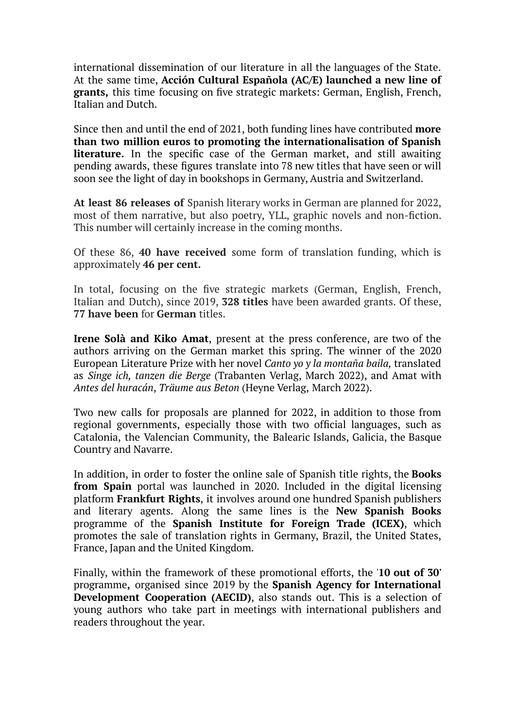international dissemination of our literature in all the languages of the State. At the same time, **Acción Cultural Española (AC/E) launched a new line of grants,** this time focusing on five strategic markets: German, English, French, Italian and Dutch.

Since then and until the end of 2021, both funding lines have contributed **more than two million euros to promoting the internationalisation of Spanish literature.** In the specific case of the German market, and still awaiting pending awards, these figures translate into 78 new titles that have seen or will soon see the light of day in bookshops in Germany, Austria and Switzerland.

**At least 86 releases of** Spanish literary works in German are planned for 2022, most of them narrative, but also poetry, YLL, graphic novels and non-fiction. This number will certainly increase in the coming months.

Of these 86, **40 have received** some form of translation funding, which is approximately **46 per cent.**

In total, focusing on the five strategic markets (German, English, French, Italian and Dutch), since 2019, **328 titles** have been awarded grants. Of these, **77 have been** for **German** titles.

**Irene Solà and Kiko Amat**, present at the press conference, are two of the authors arriving on the German market this spring. The winner of the 2020 European Literature Prize with her novel *Canto yo y la montaña baila,* translated as *Singe ich, tanzen die Berge* (Trabanten Verlag, March 2022), and Amat with *Antes del huracán*, *Träume aus Beton* (Heyne Verlag, March 2022).

Two new calls for proposals are planned for 2022, in addition to those from regional governments, especially those with two official languages, such as Catalonia, the Valencian Community, the Balearic Islands, Galicia, the Basque Country and Navarre.

In addition, in order to foster the online sale of Spanish title rights, the **Books from Spain** portal was launched in 2020. Included in the digital licensing platform **Frankfurt Rights**, it involves around one hundred Spanish publishers and literary agents. Along the same lines is the **New Spanish Books** programme of the **Spanish Institute for Foreign Trade (ICEX)**, which promotes the sale of translation rights in Germany, Brazil, the United States, France, Japan and the United Kingdom.

Finally, within the framework of these promotional efforts, the '**10 out of 30'** programme**,** organised since 2019 by the **Spanish Agency for International Development Cooperation (AECID)**, also stands out. This is a selection of young authors who take part in meetings with international publishers and readers throughout the year.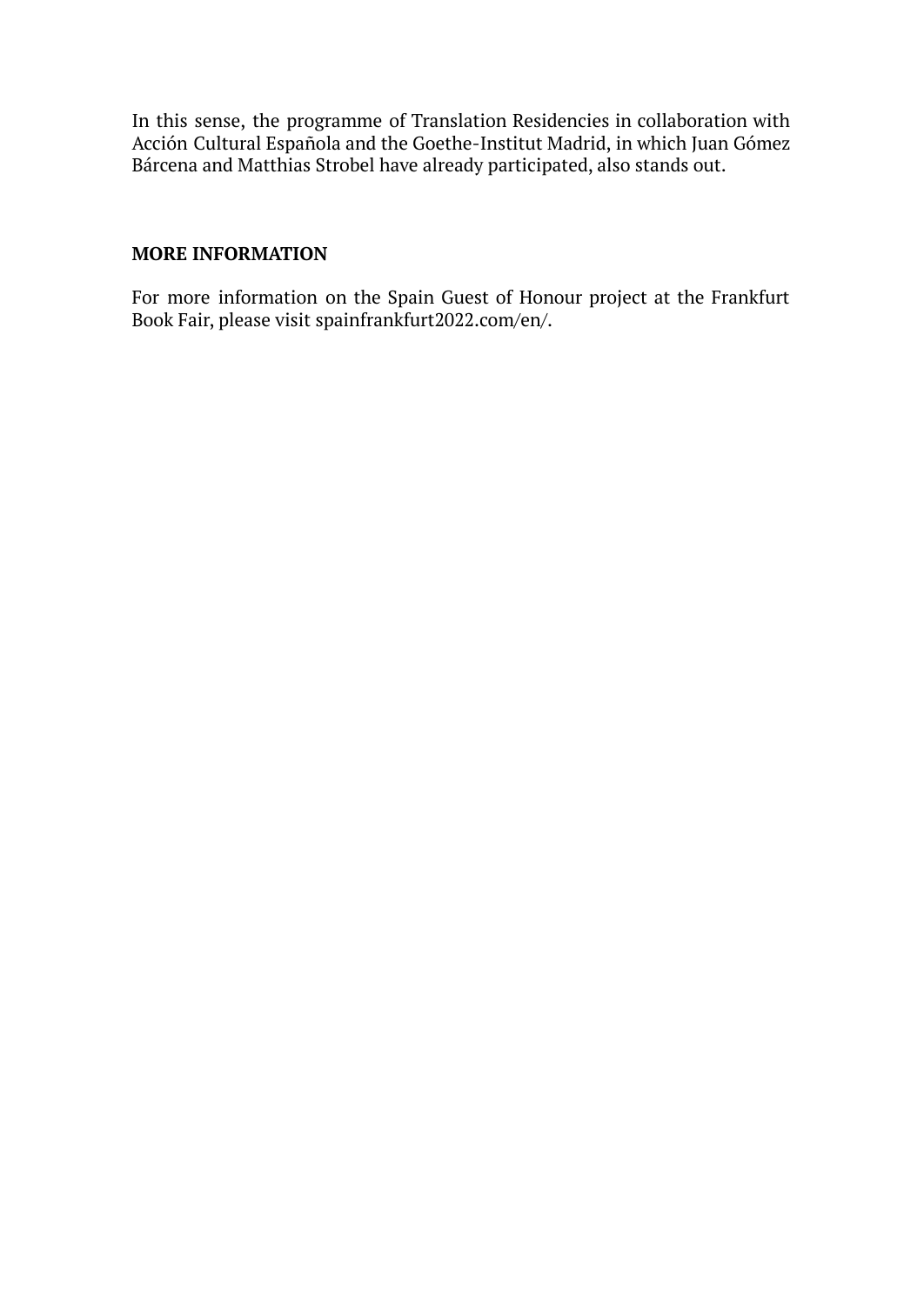In this sense, the programme of Translation Residencies in collaboration with Acción Cultural Española and the Goethe-Institut Madrid, in which Juan Gómez Bárcena and Matthias Strobel have already participated, also stands out.

**MORE INFORMATION**

For more information on the Spain Guest of Honour project at the Frankfurt Book Fair, please visit spainfrankfurt2022.com/en/.